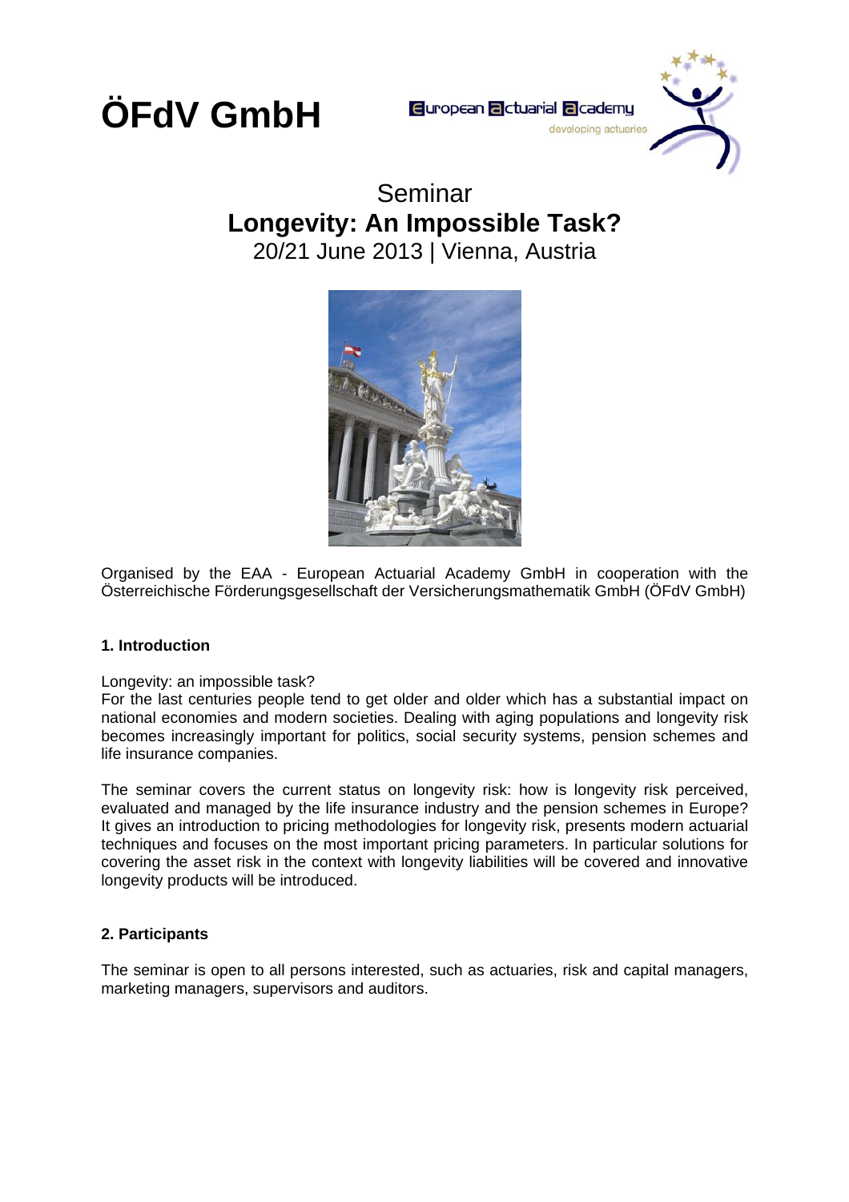# ÖFdV GmbH

European actuarial academy
developing actuaries

## Seminar
# Longevity: An Impossible Task?
20/21 June 2013 | Vienna, Austria

Organised by the EAA - European Actuarial Academy GmbH in cooperation with the Österreichische Förderungsgesellschaft der Versicherungsmathematik GmbH (ÖFdV GmbH)

### 1. Introduction

Longevity: an impossible task?
For the last centuries people tend to get older and older which has a substantial impact on national economies and modern societies. Dealing with aging populations and longevity risk becomes increasingly important for politics, social security systems, pension schemes and life insurance companies.

The seminar covers the current status on longevity risk: how is longevity risk perceived, evaluated and managed by the life insurance industry and the pension schemes in Europe? It gives an introduction to pricing methodologies for longevity risk, presents modern actuarial techniques and focuses on the most important pricing parameters. In particular solutions for covering the asset risk in the context with longevity liabilities will be covered and innovative longevity products will be introduced.

### 2. Participants

The seminar is open to all persons interested, such as actuaries, risk and capital managers, marketing managers, supervisors and auditors.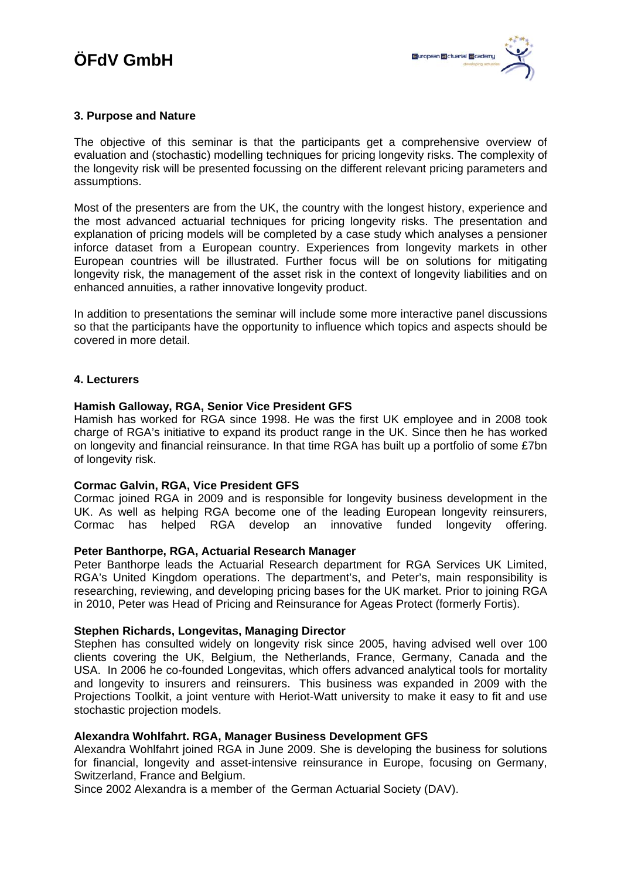## 3. Purpose and Nature

The objective of this seminar is that the participants get a comprehensive overview of evaluation and (stochastic) modelling techniques for pricing longevity risks. The complexity of the longevity risk will be presented focussing on the different relevant pricing parameters and assumptions.

Most of the presenters are from the UK, the country with the longest history, experience and the most advanced actuarial techniques for pricing longevity risks. The presentation and explanation of pricing models will be completed by a case study which analyses a pensioner inforce dataset from a European country. Experiences from longevity markets in other European countries will be illustrated. Further focus will be on solutions for mitigating longevity risk, the management of the asset risk in the context of longevity liabilities and on enhanced annuities, a rather innovative longevity product.

In addition to presentations the seminar will include some more interactive panel discussions so that the participants have the opportunity to influence which topics and aspects should be covered in more detail.

## 4. Lecturers

**Hamish Galloway, RGA, Senior Vice President GFS**
Hamish has worked for RGA since 1998. He was the first UK employee and in 2008 took charge of RGA's initiative to expand its product range in the UK. Since then he has worked on longevity and financial reinsurance. In that time RGA has built up a portfolio of some £7bn of longevity risk.

**Cormac Galvin, RGA, Vice President GFS**
Cormac joined RGA in 2009 and is responsible for longevity business development in the UK. As well as helping RGA become one of the leading European longevity reinsurers, Cormac has helped RGA develop an innovative funded longevity offering.

**Peter Banthorpe, RGA, Actuarial Research Manager**
Peter Banthorpe leads the Actuarial Research department for RGA Services UK Limited, RGA's United Kingdom operations. The department's, and Peter's, main responsibility is researching, reviewing, and developing pricing bases for the UK market. Prior to joining RGA in 2010, Peter was Head of Pricing and Reinsurance for Ageas Protect (formerly Fortis).

**Stephen Richards, Longevitas, Managing Director**
Stephen has consulted widely on longevity risk since 2005, having advised well over 100 clients covering the UK, Belgium, the Netherlands, France, Germany, Canada and the USA. In 2006 he co-founded Longevitas, which offers advanced analytical tools for mortality and longevity to insurers and reinsurers. This business was expanded in 2009 with the Projections Toolkit, a joint venture with Heriot-Watt university to make it easy to fit and use stochastic projection models.

**Alexandra Wohlfahrt. RGA, Manager Business Development GFS**
Alexandra Wohlfahrt joined RGA in June 2009. She is developing the business for solutions for financial, longevity and asset-intensive reinsurance in Europe, focusing on Germany, Switzerland, France and Belgium.
Since 2002 Alexandra is a member of the German Actuarial Society (DAV).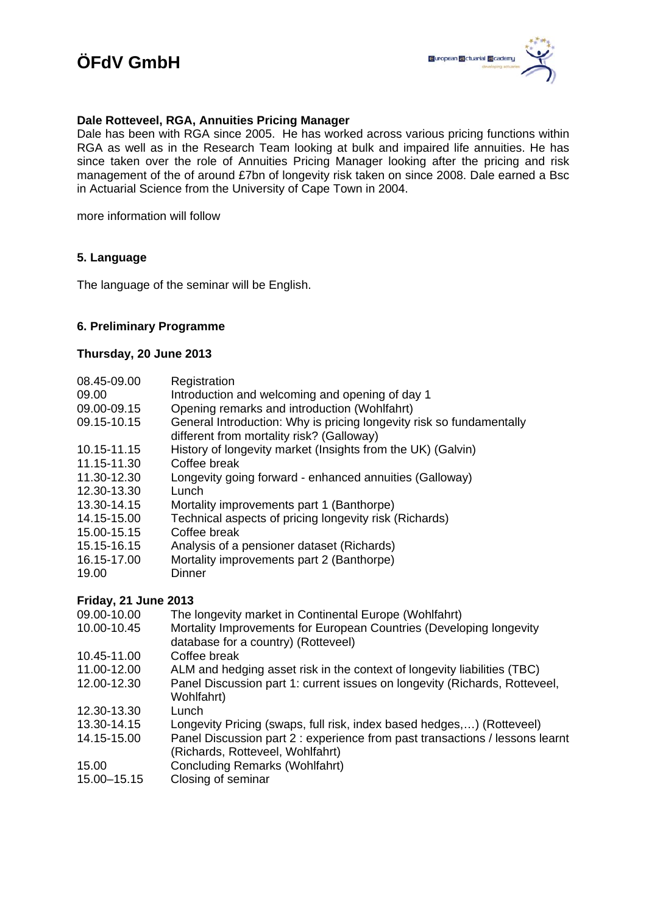**Dale Rotteveel, RGA, Annuities Pricing Manager**
Dale has been with RGA since 2005. He has worked across various pricing functions within RGA as well as in the Research Team looking at bulk and impaired life annuities. He has since taken over the role of Annuities Pricing Manager looking after the pricing and risk management of the of around £7bn of longevity risk taken on since 2008. Dale earned a Bsc in Actuarial Science from the University of Cape Town in 2004.

more information will follow

## 5. Language

The language of the seminar will be English.

## 6. Preliminary Programme

### Thursday, 20 June 2013

| | |
|---|---|
| 08.45-09.00 | Registration |
| 09.00 | Introduction and welcoming and opening of day 1 |
| 09.00-09.15 | Opening remarks and introduction (Wohlfahrt) |
| 09.15-10.15 | General Introduction: Why is pricing longevity risk so fundamentally different from mortality risk? (Galloway) |
| 10.15-11.15 | History of longevity market (Insights from the UK) (Galvin) |
| 11.15-11.30 | Coffee break |
| 11.30-12.30 | Longevity going forward - enhanced annuities (Galloway) |
| 12.30-13.30 | Lunch |
| 13.30-14.15 | Mortality improvements part 1 (Banthorpe) |
| 14.15-15.00 | Technical aspects of pricing longevity risk (Richards) |
| 15.00-15.15 | Coffee break |
| 15.15-16.15 | Analysis of a pensioner dataset (Richards) |
| 16.15-17.00 | Mortality improvements part 2 (Banthorpe) |
| 19.00 | Dinner |

### Friday, 21 June 2013

| | |
|---|---|
| 09.00-10.00 | The longevity market in Continental Europe (Wohlfahrt) |
| 10.00-10.45 | Mortality Improvements for European Countries (Developing longevity database for a country) (Rotteveel) |
| 10.45-11.00 | Coffee break |
| 11.00-12.00 | ALM and hedging asset risk in the context of longevity liabilities (TBC) |
| 12.00-12.30 | Panel Discussion part 1: current issues on longevity (Richards, Rotteveel, Wohlfahrt) |
| 12.30-13.30 | Lunch |
| 13.30-14.15 | Longevity Pricing (swaps, full risk, index based hedges,…) (Rotteveel) |
| 14.15-15.00 | Panel Discussion part 2 : experience from past transactions / lessons learnt (Richards, Rotteveel, Wohlfahrt) |
| 15.00 | Concluding Remarks (Wohlfahrt) |
| 15.00–15.15 | Closing of seminar |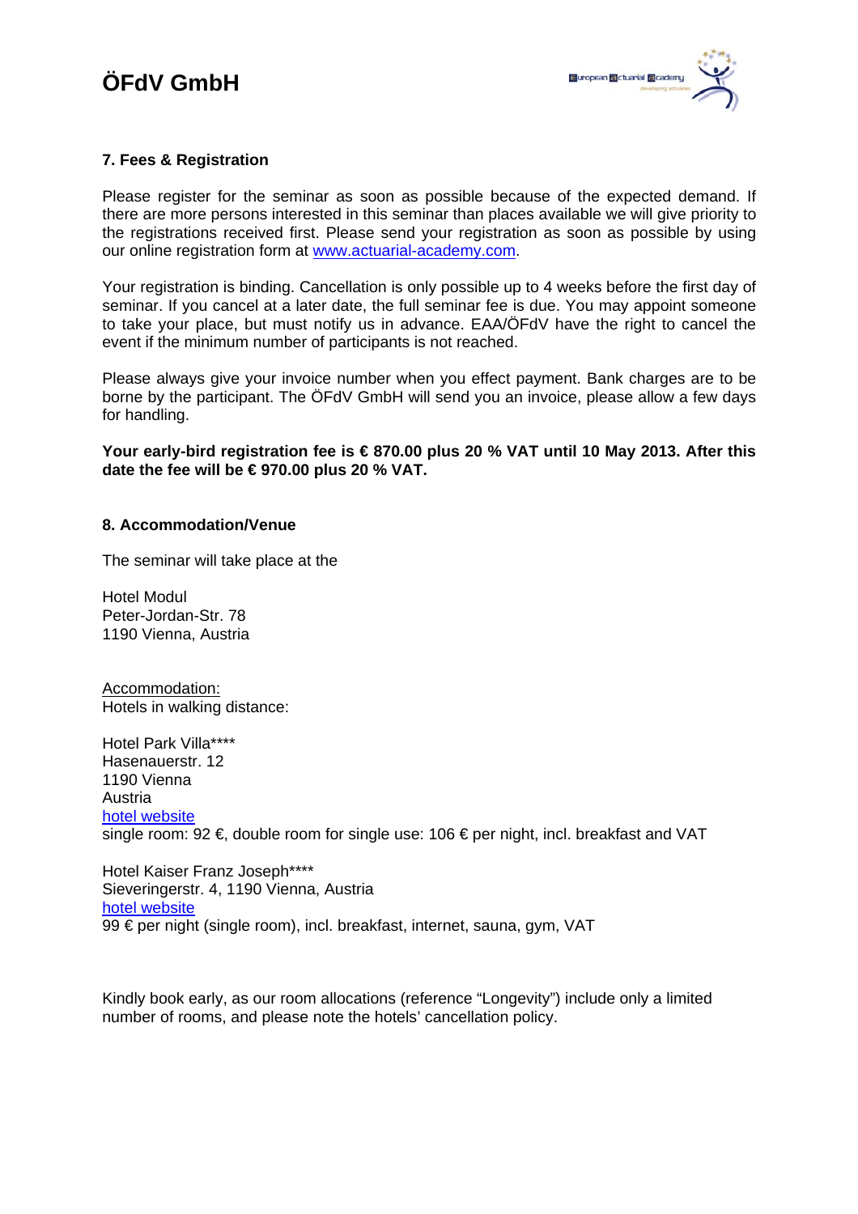## 7. Fees & Registration

Please register for the seminar as soon as possible because of the expected demand. If there are more persons interested in this seminar than places available we will give priority to the registrations received first. Please send your registration as soon as possible by using our online registration form at [www.actuarial-academy.com](http://www.actuarial-academy.com).

Your registration is binding. Cancellation is only possible up to 4 weeks before the first day of seminar. If you cancel at a later date, the full seminar fee is due. You may appoint someone to take your place, but must notify us in advance. EAA/ÖFdV have the right to cancel the event if the minimum number of participants is not reached.

Please always give your invoice number when you effect payment. Bank charges are to be borne by the participant. The ÖFdV GmbH will send you an invoice, please allow a few days for handling.

**Your early-bird registration fee is € 870.00 plus 20 % VAT until 10 May 2013. After this date the fee will be € 970.00 plus 20 % VAT.**

## 8. Accommodation/Venue

The seminar will take place at the

Hotel Modul
Peter-Jordan-Str. 78
1190 Vienna, Austria

<u>Accommodation:</u>
Hotels in walking distance:

Hotel Park Villa****
Hasenauerstr. 12
1190 Vienna
Austria
hotel website
single room: 92 €, double room for single use: 106 € per night, incl. breakfast and VAT

Hotel Kaiser Franz Joseph****
Sieveringerstr. 4, 1190 Vienna, Austria
hotel website
99 € per night (single room), incl. breakfast, internet, sauna, gym, VAT

Kindly book early, as our room allocations (reference "Longevity") include only a limited number of rooms, and please note the hotels' cancellation policy.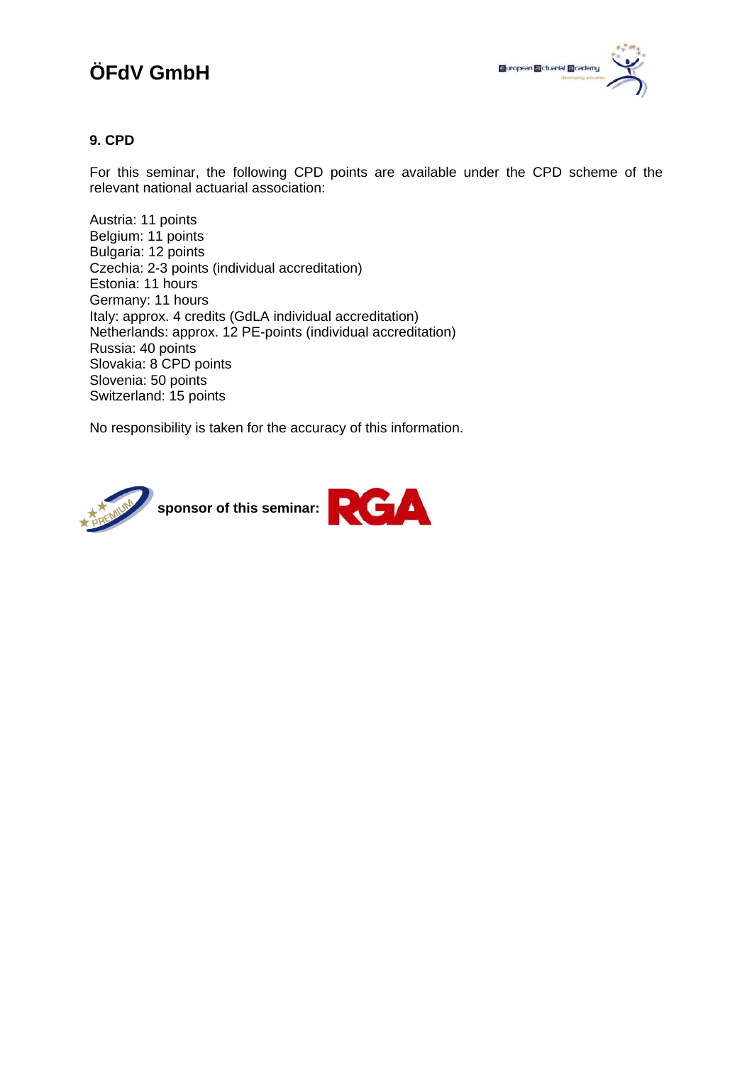## 9. CPD

For this seminar, the following CPD points are available under the CPD scheme of the relevant national actuarial association:

Austria: 11 points
Belgium: 11 points
Bulgaria: 12 points
Czechia: 2-3 points (individual accreditation)
Estonia: 11 hours
Germany: 11 hours
Italy: approx. 4 credits (GdLA individual accreditation)
Netherlands: approx. 12 PE-points (individual accreditation)
Russia: 40 points
Slovakia: 8 CPD points
Slovenia: 50 points
Switzerland: 15 points

No responsibility is taken for the accuracy of this information.

**sponsor of this seminar:** RGA